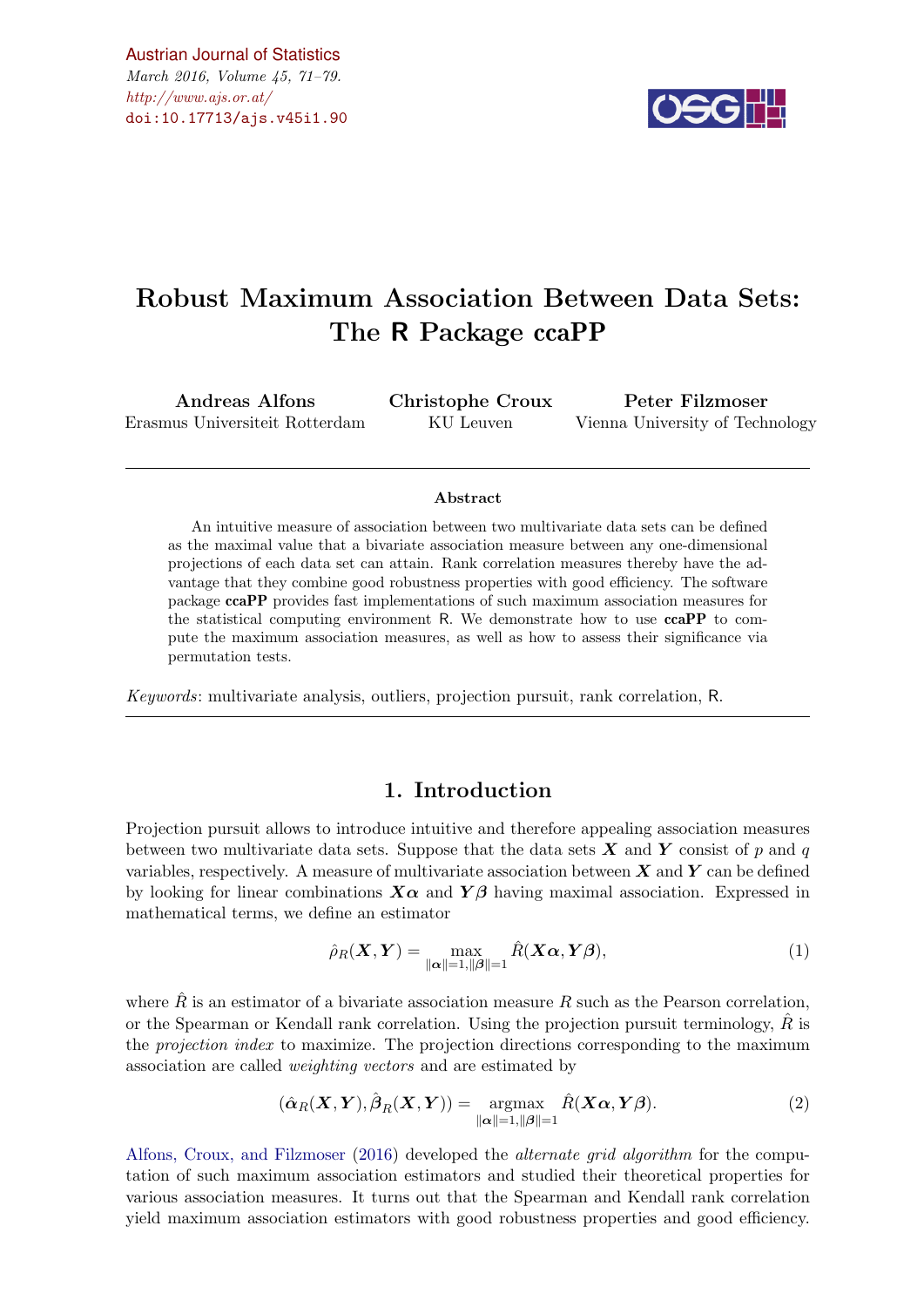# Robust Maximum Association Between Data Sets: The R Package ccaPP

**Andreas Alfons**
Erasmus Universiteit Rotterdam

**Christophe Croux**
KU Leuven

**Peter Filzmoser**
Vienna University of Technology

### Abstract

An intuitive measure of association between two multivariate data sets can be defined as the maximal value that a bivariate association measure between any one-dimensional projections of each data set can attain. Rank correlation measures thereby have the advantage that they combine good robustness properties with good efficiency. The software package **ccaPP** provides fast implementations of such maximum association measures for the statistical computing environment R. We demonstrate how to use **ccaPP** to compute the maximum association measures, as well as how to assess their significance via permutation tests.

*Keywords*: multivariate analysis, outliers, projection pursuit, rank correlation, R.

## 1. Introduction

Projection pursuit allows to introduce intuitive and therefore appealing association measures between two multivariate data sets. Suppose that the data sets $\boldsymbol{X}$ and $\boldsymbol{Y}$ consist of $p$ and $q$ variables, respectively. A measure of multivariate association between $\boldsymbol{X}$ and $\boldsymbol{Y}$ can be defined by looking for linear combinations $\boldsymbol{X\alpha}$ and $\boldsymbol{Y\beta}$ having maximal association. Expressed in mathematical terms, we define an estimator

$$\hat{\rho}_R(\boldsymbol{X}, \boldsymbol{Y}) = \max_{\|\boldsymbol{\alpha}\|=1, \|\boldsymbol{\beta}\|=1} \hat{R}(\boldsymbol{X\alpha}, \boldsymbol{Y\beta}), \tag{1}$$

where $\hat{R}$ is an estimator of a bivariate association measure $R$ such as the Pearson correlation, or the Spearman or Kendall rank correlation. Using the projection pursuit terminology, $\hat{R}$ is the *projection index* to maximize. The projection directions corresponding to the maximum association are called *weighting vectors* and are estimated by

$$(\hat{\boldsymbol{\alpha}}_R(\boldsymbol{X}, \boldsymbol{Y}), \hat{\boldsymbol{\beta}}_R(\boldsymbol{X}, \boldsymbol{Y})) = \underset{\|\boldsymbol{\alpha}\|=1, \|\boldsymbol{\beta}\|=1}{\operatorname{argmax}} \hat{R}(\boldsymbol{X\alpha}, \boldsymbol{Y\beta}). \tag{2}$$

Alfons, Croux, and Filzmoser (2016) developed the *alternate grid algorithm* for the computation of such maximum association estimators and studied their theoretical properties for various association measures. It turns out that the Spearman and Kendall rank correlation yield maximum association estimators with good robustness properties and good efficiency.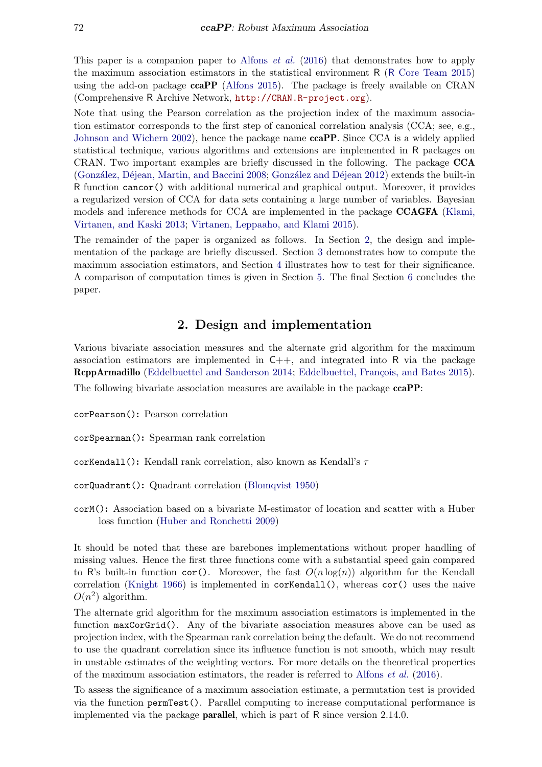This paper is a companion paper to Alfons *et al.* (2016) that demonstrates how to apply the maximum association estimators in the statistical environment R (R Core Team 2015) using the add-on package **ccaPP** (Alfons 2015). The package is freely available on CRAN (Comprehensive R Archive Network, `http://CRAN.R-project.org`).

Note that using the Pearson correlation as the projection index of the maximum association estimator corresponds to the first step of canonical correlation analysis (CCA; see, e.g., Johnson and Wichern 2002), hence the package name **ccaPP**. Since CCA is a widely applied statistical technique, various algorithms and extensions are implemented in R packages on CRAN. Two important examples are briefly discussed in the following. The package **CCA** (González, Déjean, Martin, and Baccini 2008; González and Déjean 2012) extends the built-in R function `cancor()` with additional numerical and graphical output. Moreover, it provides a regularized version of CCA for data sets containing a large number of variables. Bayesian models and inference methods for CCA are implemented in the package **CCAGFA** (Klami, Virtanen, and Kaski 2013; Virtanen, Leppaaho, and Klami 2015).

The remainder of the paper is organized as follows. In Section 2, the design and implementation of the package are briefly discussed. Section 3 demonstrates how to compute the maximum association estimators, and Section 4 illustrates how to test for their significance. A comparison of computation times is given in Section 5. The final Section 6 concludes the paper.

## 2. Design and implementation

Various bivariate association measures and the alternate grid algorithm for the maximum association estimators are implemented in C++, and integrated into R via the package **RcppArmadillo** (Eddelbuettel and Sanderson 2014; Eddelbuettel, François, and Bates 2015). The following bivariate association measures are available in the package **ccaPP**:

`corPearson()`: Pearson correlation

`corSpearman()`: Spearman rank correlation

`corKendall()`: Kendall rank correlation, also known as Kendall's $\tau$

`corQuadrant()`: Quadrant correlation (Blomqvist 1950)

`corM()`: Association based on a bivariate M-estimator of location and scatter with a Huber loss function (Huber and Ronchetti 2009)

It should be noted that these are barebones implementations without proper handling of missing values. Hence the first three functions come with a substantial speed gain compared to R's built-in function `cor()`. Moreover, the fast $O(n \log(n))$ algorithm for the Kendall correlation (Knight 1966) is implemented in `corKendall()`, whereas `cor()` uses the naive $O(n^2)$ algorithm.

The alternate grid algorithm for the maximum association estimators is implemented in the function `maxCorGrid()`. Any of the bivariate association measures above can be used as projection index, with the Spearman rank correlation being the default. We do not recommend to use the quadrant correlation since its influence function is not smooth, which may result in unstable estimates of the weighting vectors. For more details on the theoretical properties of the maximum association estimators, the reader is referred to Alfons *et al.* (2016).

To assess the significance of a maximum association estimate, a permutation test is provided via the function `permTest()`. Parallel computing to increase computational performance is implemented via the package **parallel**, which is part of R since version 2.14.0.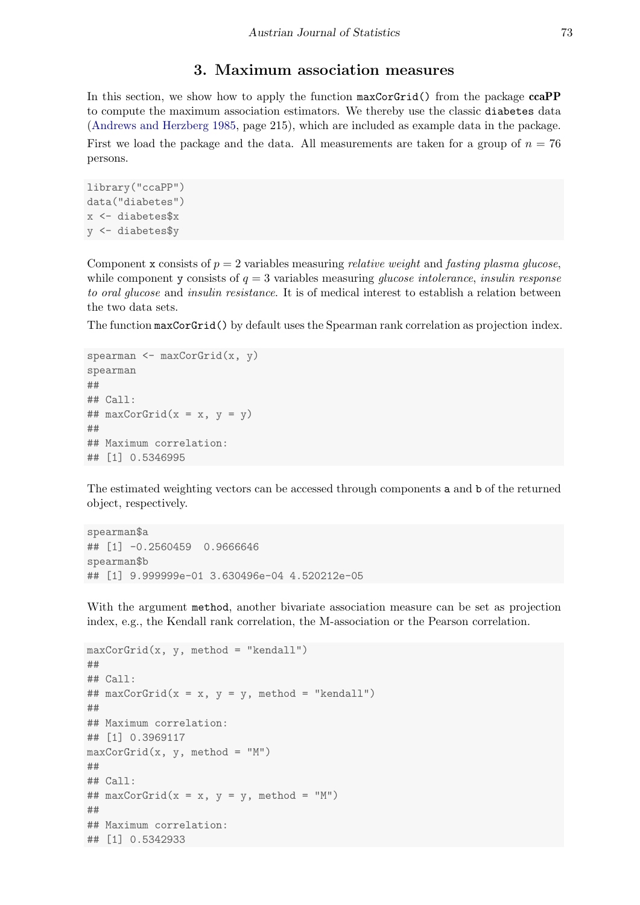# 3. Maximum association measures

In this section, we show how to apply the function `maxCorGrid()` from the package **ccaPP** to compute the maximum association estimators. We thereby use the classic `diabetes` data (Andrews and Herzberg 1985, page 215), which are included as example data in the package. First we load the package and the data. All measurements are taken for a group of $n = 76$ persons.

```
library("ccaPP")
data("diabetes")
x <- diabetes$x
y <- diabetes$y
```

Component `x` consists of $p = 2$ variables measuring *relative weight* and *fasting plasma glucose*, while component `y` consists of $q = 3$ variables measuring *glucose intolerance*, *insulin response to oral glucose* and *insulin resistance*. It is of medical interest to establish a relation between the two data sets.

The function `maxCorGrid()` by default uses the Spearman rank correlation as projection index.

```
spearman <- maxCorGrid(x, y)
spearman
##
## Call:
## maxCorGrid(x = x, y = y)
##
## Maximum correlation:
## [1] 0.5346995
```

The estimated weighting vectors can be accessed through components `a` and `b` of the returned object, respectively.

```
spearman$a
## [1] -0.2560459  0.9666646
spearman$b
## [1] 9.999999e-01 3.630496e-04 4.520212e-05
```

With the argument `method`, another bivariate association measure can be set as projection index, e.g., the Kendall rank correlation, the M-association or the Pearson correlation.

```
maxCorGrid(x, y, method = "kendall")
##
## Call:
## maxCorGrid(x = x, y = y, method = "kendall")
##
## Maximum correlation:
## [1] 0.3969117
maxCorGrid(x, y, method = "M")
##
## Call:
## maxCorGrid(x = x, y = y, method = "M")
##
## Maximum correlation:
## [1] 0.5342933
```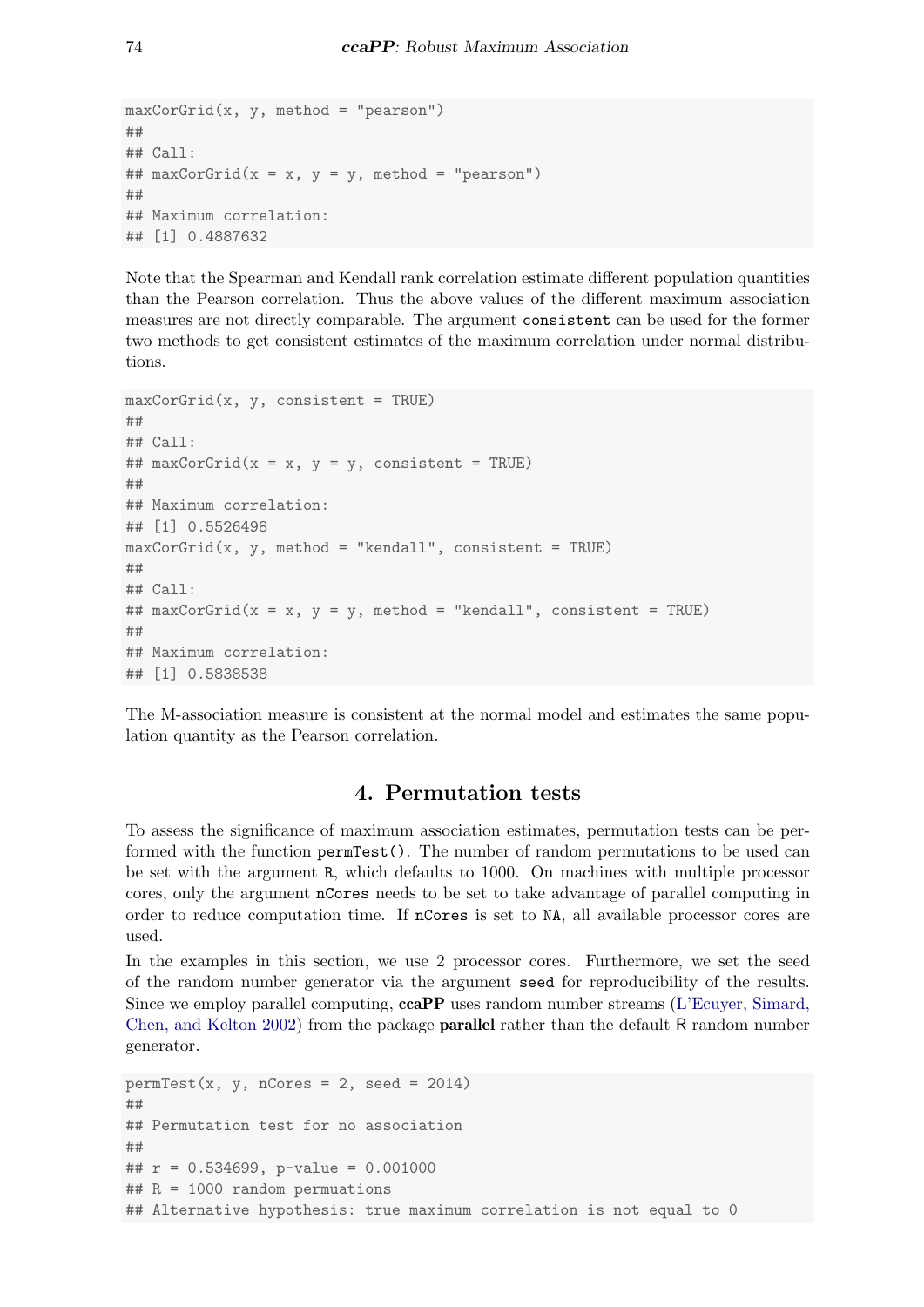```
maxCorGrid(x, y, method = "pearson")
##
## Call:
## maxCorGrid(x = x, y = y, method = "pearson")
##
## Maximum correlation:
## [1] 0.4887632
```

Note that the Spearman and Kendall rank correlation estimate different population quantities than the Pearson correlation. Thus the above values of the different maximum association measures are not directly comparable. The argument `consistent` can be used for the former two methods to get consistent estimates of the maximum correlation under normal distributions.

```
maxCorGrid(x, y, consistent = TRUE)
##
## Call:
## maxCorGrid(x = x, y = y, consistent = TRUE)
##
## Maximum correlation:
## [1] 0.5526498
maxCorGrid(x, y, method = "kendall", consistent = TRUE)
##
## Call:
## maxCorGrid(x = x, y = y, method = "kendall", consistent = TRUE)
##
## Maximum correlation:
## [1] 0.5838538
```

The M-association measure is consistent at the normal model and estimates the same population quantity as the Pearson correlation.

# 4. Permutation tests

To assess the significance of maximum association estimates, permutation tests can be performed with the function `permTest()`. The number of random permutations to be used can be set with the argument `R`, which defaults to 1000. On machines with multiple processor cores, only the argument `nCores` needs to be set to take advantage of parallel computing in order to reduce computation time. If `nCores` is set to `NA`, all available processor cores are used.

In the examples in this section, we use 2 processor cores. Furthermore, we set the seed of the random number generator via the argument `seed` for reproducibility of the results. Since we employ parallel computing, **ccaPP** uses random number streams (L'Ecuyer, Simard, Chen, and Kelton 2002) from the package **parallel** rather than the default R random number generator.

```
permTest(x, y, nCores = 2, seed = 2014)
##
## Permutation test for no association
##
## r = 0.534699, p-value = 0.001000
## R = 1000 random permuations
## Alternative hypothesis: true maximum correlation is not equal to 0
```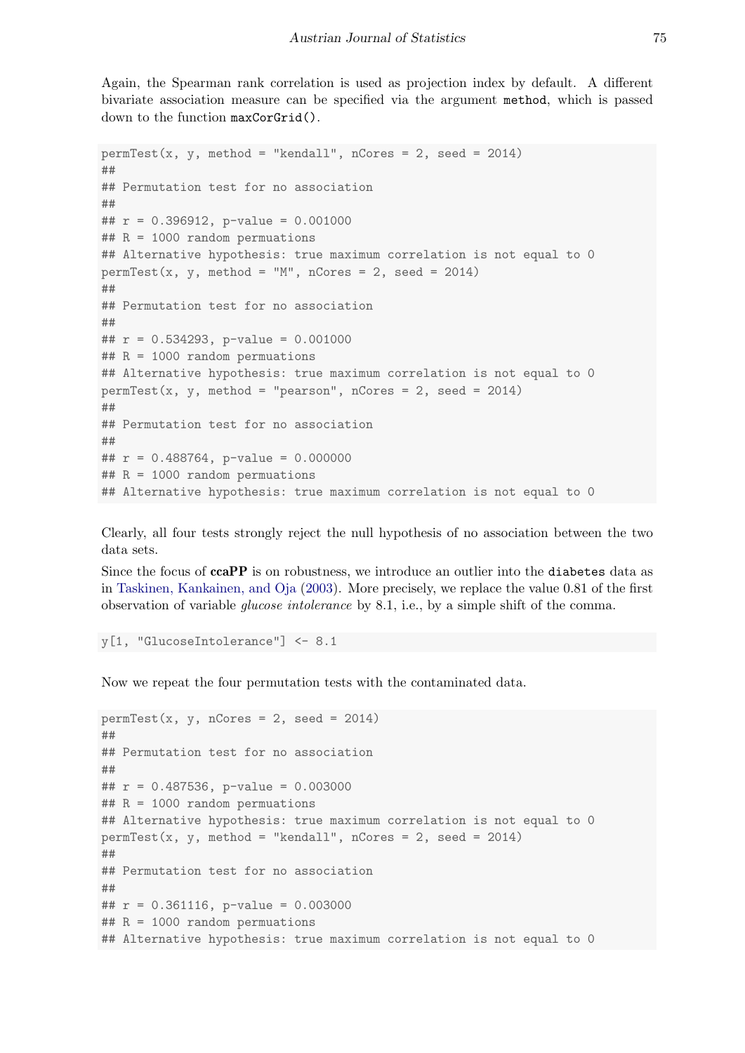Again, the Spearman rank correlation is used as projection index by default. A different bivariate association measure can be specified via the argument `method`, which is passed down to the function `maxCorGrid()`.

```
permTest(x, y, method = "kendall", nCores = 2, seed = 2014)
##
## Permutation test for no association
##
## r = 0.396912, p-value = 0.001000
## R = 1000 random permuations
## Alternative hypothesis: true maximum correlation is not equal to 0
permTest(x, y, method = "M", nCores = 2, seed = 2014)
##
## Permutation test for no association
##
## r = 0.534293, p-value = 0.001000
## R = 1000 random permuations
## Alternative hypothesis: true maximum correlation is not equal to 0
permTest(x, y, method = "pearson", nCores = 2, seed = 2014)
##
## Permutation test for no association
##
## r = 0.488764, p-value = 0.000000
## R = 1000 random permuations
## Alternative hypothesis: true maximum correlation is not equal to 0
```

Clearly, all four tests strongly reject the null hypothesis of no association between the two data sets.

Since the focus of **ccaPP** is on robustness, we introduce an outlier into the `diabetes` data as in Taskinen, Kankainen, and Oja (2003). More precisely, we replace the value 0.81 of the first observation of variable *glucose intolerance* by 8.1, i.e., by a simple shift of the comma.

```
y[1, "GlucoseIntolerance"] <- 8.1
```

Now we repeat the four permutation tests with the contaminated data.

```
permTest(x, y, nCores = 2, seed = 2014)
##
## Permutation test for no association
##
## r = 0.487536, p-value = 0.003000
## R = 1000 random permuations
## Alternative hypothesis: true maximum correlation is not equal to 0
permTest(x, y, method = "kendall", nCores = 2, seed = 2014)
##
## Permutation test for no association
##
## r = 0.361116, p-value = 0.003000
## R = 1000 random permuations
## Alternative hypothesis: true maximum correlation is not equal to 0
```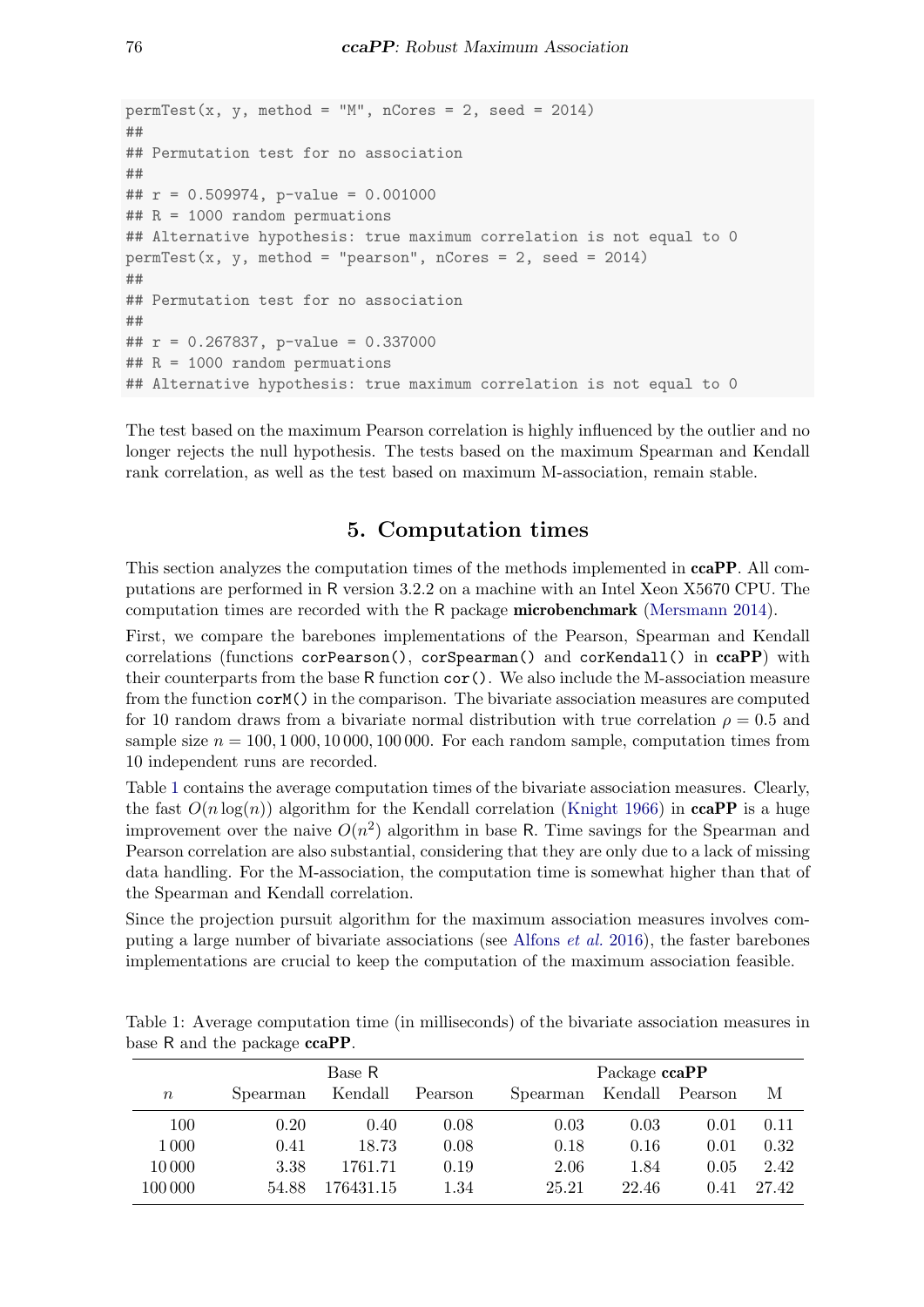```
permTest(x, y, method = "M", nCores = 2, seed = 2014)
##
## Permutation test for no association
##
## r = 0.509974, p-value = 0.001000
## R = 1000 random permuations
## Alternative hypothesis: true maximum correlation is not equal to 0
permTest(x, y, method = "pearson", nCores = 2, seed = 2014)
##
## Permutation test for no association
##
## r = 0.267837, p-value = 0.337000
## R = 1000 random permuations
## Alternative hypothesis: true maximum correlation is not equal to 0
```

The test based on the maximum Pearson correlation is highly influenced by the outlier and no longer rejects the null hypothesis. The tests based on the maximum Spearman and Kendall rank correlation, as well as the test based on maximum M-association, remain stable.

## 5. Computation times

This section analyzes the computation times of the methods implemented in **ccaPP**. All computations are performed in R version 3.2.2 on a machine with an Intel Xeon X5670 CPU. The computation times are recorded with the R package **microbenchmark** (Mersmann 2014).

First, we compare the barebones implementations of the Pearson, Spearman and Kendall correlations (functions `corPearson()`, `corSpearman()` and `corKendall()` in **ccaPP**) with their counterparts from the base R function `cor()`. We also include the M-association measure from the function `corM()` in the comparison. The bivariate association measures are computed for 10 random draws from a bivariate normal distribution with true correlation $\rho = 0.5$ and sample size $n = 100, 1\,000, 10\,000, 100\,000$. For each random sample, computation times from 10 independent runs are recorded.

Table 1 contains the average computation times of the bivariate association measures. Clearly, the fast $O(n \log(n))$ algorithm for the Kendall correlation (Knight 1966) in **ccaPP** is a huge improvement over the naive $O(n^2)$ algorithm in base R. Time savings for the Spearman and Pearson correlation are also substantial, considering that they are only due to a lack of missing data handling. For the M-association, the computation time is somewhat higher than that of the Spearman and Kendall correlation.

Since the projection pursuit algorithm for the maximum association measures involves computing a large number of bivariate associations (see Alfons *et al.* 2016), the faster barebones implementations are crucial to keep the computation of the maximum association feasible.

Table 1: Average computation time (in milliseconds) of the bivariate association measures in base R and the package **ccaPP**.

| | Base R | | | Package **ccaPP** | | | |
|---|---|---|---|---|---|---|---|
| $n$ | Spearman | Kendall | Pearson | Spearman | Kendall | Pearson | M |
| 100 | 0.20 | 0.40 | 0.08 | 0.03 | 0.03 | 0.01 | 0.11 |
| 1 000 | 0.41 | 18.73 | 0.08 | 0.18 | 0.16 | 0.01 | 0.32 |
| 10 000 | 3.38 | 1761.71 | 0.19 | 2.06 | 1.84 | 0.05 | 2.42 |
| 100 000 | 54.88 | 176431.15 | 1.34 | 25.21 | 22.46 | 0.41 | 27.42 |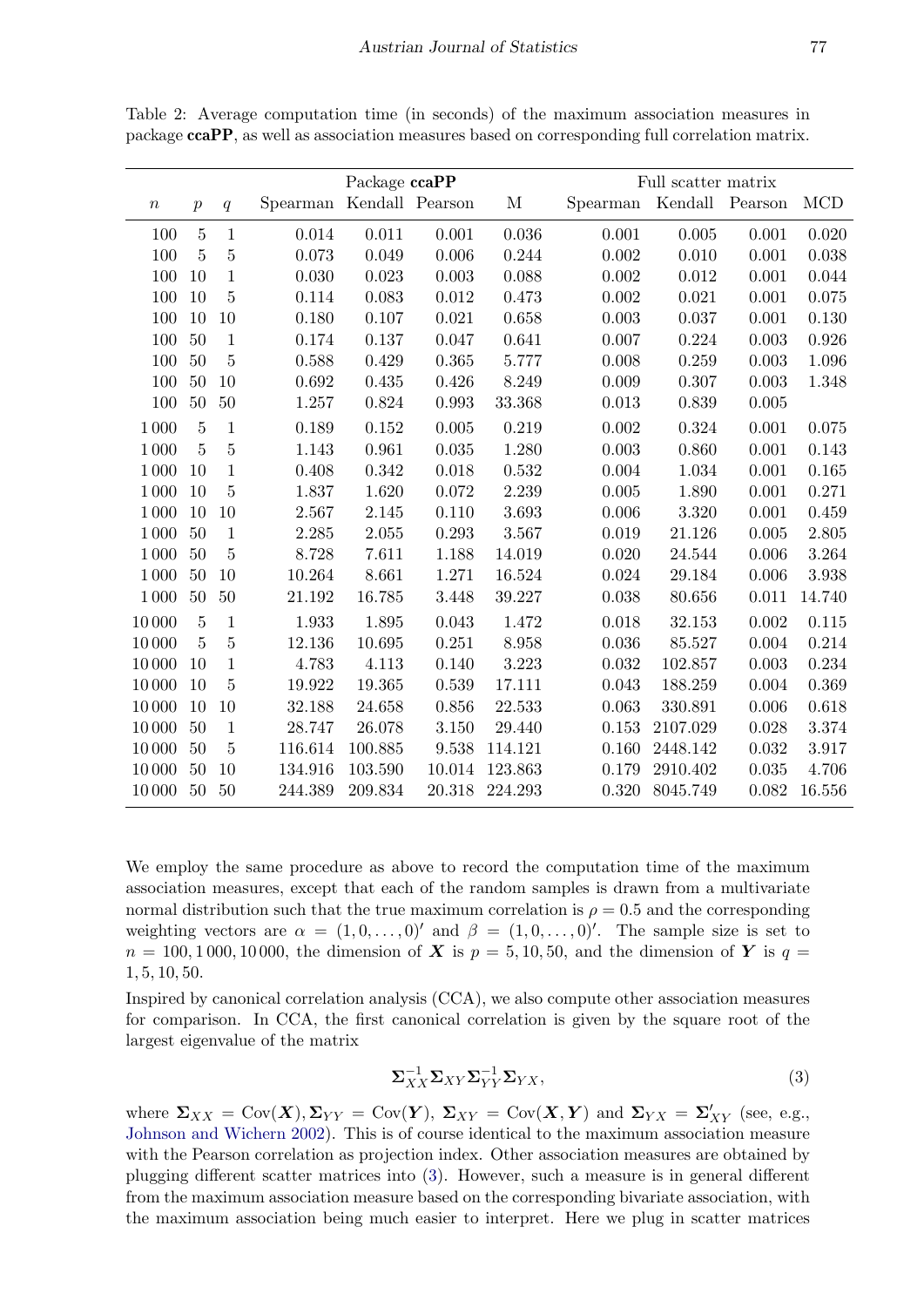Table 2: Average computation time (in seconds) of the maximum association measures in package **ccaPP**, as well as association measures based on corresponding full correlation matrix.

| | | | Package **ccaPP** | | | | Full scatter matrix | | | |
|---|---|---|---|---|---|---|---|---|---|---|
| $n$ | $p$ | $q$ | Spearman | Kendall | Pearson | M | Spearman | Kendall | Pearson | MCD |
| 100 | 5 | 1 | 0.014 | 0.011 | 0.001 | 0.036 | 0.001 | 0.005 | 0.001 | 0.020 |
| 100 | 5 | 5 | 0.073 | 0.049 | 0.006 | 0.244 | 0.002 | 0.010 | 0.001 | 0.038 |
| 100 | 10 | 1 | 0.030 | 0.023 | 0.003 | 0.088 | 0.002 | 0.012 | 0.001 | 0.044 |
| 100 | 10 | 5 | 0.114 | 0.083 | 0.012 | 0.473 | 0.002 | 0.021 | 0.001 | 0.075 |
| 100 | 10 | 10 | 0.180 | 0.107 | 0.021 | 0.658 | 0.003 | 0.037 | 0.001 | 0.130 |
| 100 | 50 | 1 | 0.174 | 0.137 | 0.047 | 0.641 | 0.007 | 0.224 | 0.003 | 0.926 |
| 100 | 50 | 5 | 0.588 | 0.429 | 0.365 | 5.777 | 0.008 | 0.259 | 0.003 | 1.096 |
| 100 | 50 | 10 | 0.692 | 0.435 | 0.426 | 8.249 | 0.009 | 0.307 | 0.003 | 1.348 |
| 100 | 50 | 50 | 1.257 | 0.824 | 0.993 | 33.368 | 0.013 | 0.839 | 0.005 | |
| 1 000 | 5 | 1 | 0.189 | 0.152 | 0.005 | 0.219 | 0.002 | 0.324 | 0.001 | 0.075 |
| 1 000 | 5 | 5 | 1.143 | 0.961 | 0.035 | 1.280 | 0.003 | 0.860 | 0.001 | 0.143 |
| 1 000 | 10 | 1 | 0.408 | 0.342 | 0.018 | 0.532 | 0.004 | 1.034 | 0.001 | 0.165 |
| 1 000 | 10 | 5 | 1.837 | 1.620 | 0.072 | 2.239 | 0.005 | 1.890 | 0.001 | 0.271 |
| 1 000 | 10 | 10 | 2.567 | 2.145 | 0.110 | 3.693 | 0.006 | 3.320 | 0.001 | 0.459 |
| 1 000 | 50 | 1 | 2.285 | 2.055 | 0.293 | 3.567 | 0.019 | 21.126 | 0.005 | 2.805 |
| 1 000 | 50 | 5 | 8.728 | 7.611 | 1.188 | 14.019 | 0.020 | 24.544 | 0.006 | 3.264 |
| 1 000 | 50 | 10 | 10.264 | 8.661 | 1.271 | 16.524 | 0.024 | 29.184 | 0.006 | 3.938 |
| 1 000 | 50 | 50 | 21.192 | 16.785 | 3.448 | 39.227 | 0.038 | 80.656 | 0.011 | 14.740 |
| 10 000 | 5 | 1 | 1.933 | 1.895 | 0.043 | 1.472 | 0.018 | 32.153 | 0.002 | 0.115 |
| 10 000 | 5 | 5 | 12.136 | 10.695 | 0.251 | 8.958 | 0.036 | 85.527 | 0.004 | 0.214 |
| 10 000 | 10 | 1 | 4.783 | 4.113 | 0.140 | 3.223 | 0.032 | 102.857 | 0.003 | 0.234 |
| 10 000 | 10 | 5 | 19.922 | 19.365 | 0.539 | 17.111 | 0.043 | 188.259 | 0.004 | 0.369 |
| 10 000 | 10 | 10 | 32.188 | 24.658 | 0.856 | 22.533 | 0.063 | 330.891 | 0.006 | 0.618 |
| 10 000 | 50 | 1 | 28.747 | 26.078 | 3.150 | 29.440 | 0.153 | 2107.029 | 0.028 | 3.374 |
| 10 000 | 50 | 5 | 116.614 | 100.885 | 9.538 | 114.121 | 0.160 | 2448.142 | 0.032 | 3.917 |
| 10 000 | 50 | 10 | 134.916 | 103.590 | 10.014 | 123.863 | 0.179 | 2910.402 | 0.035 | 4.706 |
| 10 000 | 50 | 50 | 244.389 | 209.834 | 20.318 | 224.293 | 0.320 | 8045.749 | 0.082 | 16.556 |

We employ the same procedure as above to record the computation time of the maximum association measures, except that each of the random samples is drawn from a multivariate normal distribution such that the true maximum correlation is $\rho = 0.5$ and the corresponding weighting vectors are $\alpha = (1, 0, \ldots, 0)'$ and $\beta = (1, 0, \ldots, 0)'$. The sample size is set to $n = 100, 1\,000, 10\,000$, the dimension of $\boldsymbol{X}$ is $p = 5, 10, 50$, and the dimension of $\boldsymbol{Y}$ is $q = 1, 5, 10, 50$.

Inspired by canonical correlation analysis (CCA), we also compute other association measures for comparison. In CCA, the first canonical correlation is given by the square root of the largest eigenvalue of the matrix

$$\boldsymbol{\Sigma}_{XX}^{-1} \boldsymbol{\Sigma}_{XY} \boldsymbol{\Sigma}_{YY}^{-1} \boldsymbol{\Sigma}_{YX}, \tag{3}$$

where $\boldsymbol{\Sigma}_{XX} = \mathrm{Cov}(\boldsymbol{X}), \boldsymbol{\Sigma}_{YY} = \mathrm{Cov}(\boldsymbol{Y})$, $\boldsymbol{\Sigma}_{XY} = \mathrm{Cov}(\boldsymbol{X}, \boldsymbol{Y})$ and $\boldsymbol{\Sigma}_{YX} = \boldsymbol{\Sigma}_{XY}'$ (see, e.g., Johnson and Wichern 2002). This is of course identical to the maximum association measure with the Pearson correlation as projection index. Other association measures are obtained by plugging different scatter matrices into (3). However, such a measure is in general different from the maximum association measure based on the corresponding bivariate association, with the maximum association being much easier to interpret. Here we plug in scatter matrices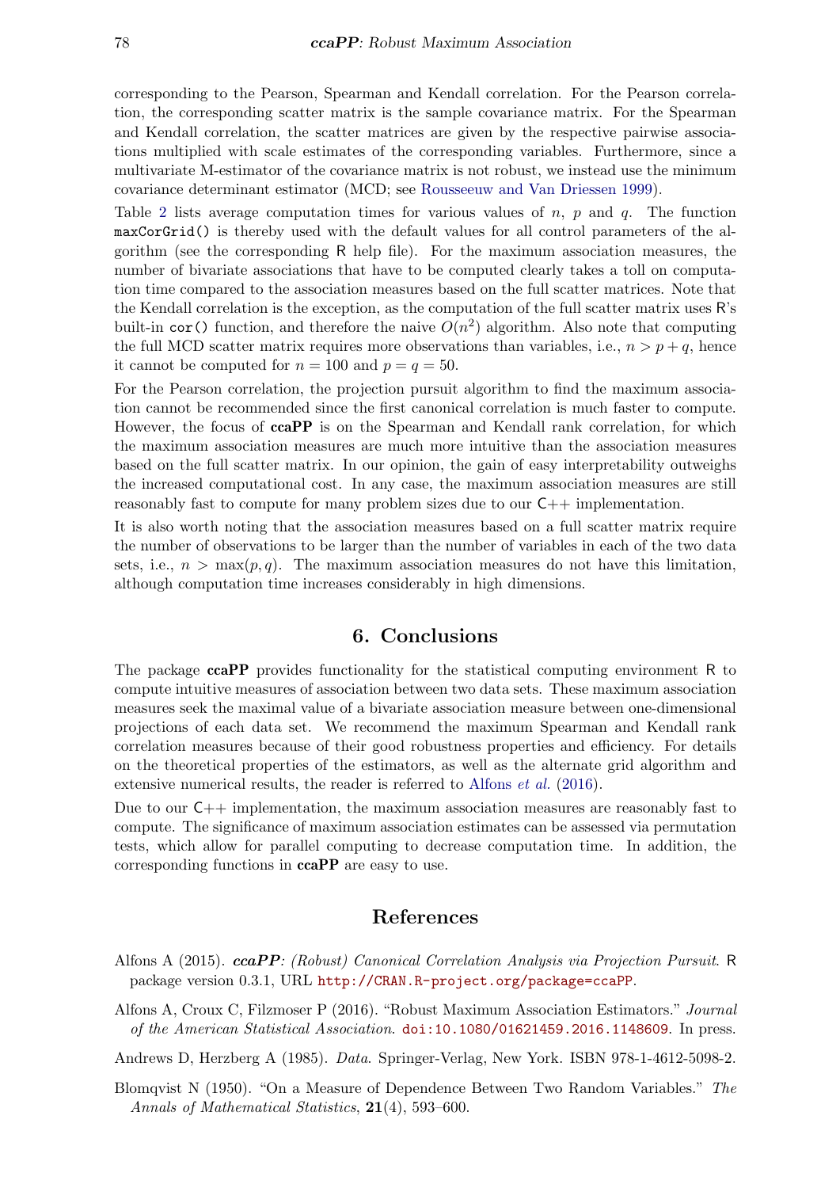corresponding to the Pearson, Spearman and Kendall correlation. For the Pearson correlation, the corresponding scatter matrix is the sample covariance matrix. For the Spearman and Kendall correlation, the scatter matrices are given by the respective pairwise associations multiplied with scale estimates of the corresponding variables. Furthermore, since a multivariate M-estimator of the covariance matrix is not robust, we instead use the minimum covariance determinant estimator (MCD; see Rousseeuw and Van Driessen 1999).

Table 2 lists average computation times for various values of $n$, $p$ and $q$. The function `maxCorGrid()` is thereby used with the default values for all control parameters of the algorithm (see the corresponding R help file). For the maximum association measures, the number of bivariate associations that have to be computed clearly takes a toll on computation time compared to the association measures based on the full scatter matrices. Note that the Kendall correlation is the exception, as the computation of the full scatter matrix uses R's built-in `cor()` function, and therefore the naive $O(n^2)$ algorithm. Also note that computing the full MCD scatter matrix requires more observations than variables, i.e., $n > p + q$, hence it cannot be computed for $n = 100$ and $p = q = 50$.

For the Pearson correlation, the projection pursuit algorithm to find the maximum association cannot be recommended since the first canonical correlation is much faster to compute. However, the focus of **ccaPP** is on the Spearman and Kendall rank correlation, for which the maximum association measures are much more intuitive than the association measures based on the full scatter matrix. In our opinion, the gain of easy interpretability outweighs the increased computational cost. In any case, the maximum association measures are still reasonably fast to compute for many problem sizes due to our C++ implementation.

It is also worth noting that the association measures based on a full scatter matrix require the number of observations to be larger than the number of variables in each of the two data sets, i.e., $n > \max(p, q)$. The maximum association measures do not have this limitation, although computation time increases considerably in high dimensions.

## 6. Conclusions

The package **ccaPP** provides functionality for the statistical computing environment R to compute intuitive measures of association between two data sets. These maximum association measures seek the maximal value of a bivariate association measure between one-dimensional projections of each data set. We recommend the maximum Spearman and Kendall rank correlation measures because of their good robustness properties and efficiency. For details on the theoretical properties of the estimators, as well as the alternate grid algorithm and extensive numerical results, the reader is referred to Alfons *et al.* (2016).

Due to our C++ implementation, the maximum association measures are reasonably fast to compute. The significance of maximum association estimates can be assessed via permutation tests, which allow for parallel computing to decrease computation time. In addition, the corresponding functions in **ccaPP** are easy to use.

## References

Alfons A (2015). ***ccaPP**: (Robust) Canonical Correlation Analysis via Projection Pursuit*. R package version 0.3.1, URL http://CRAN.R-project.org/package=ccaPP.

Alfons A, Croux C, Filzmoser P (2016). "Robust Maximum Association Estimators." *Journal of the American Statistical Association*. doi:10.1080/01621459.2016.1148609. In press.

Andrews D, Herzberg A (1985). *Data*. Springer-Verlag, New York. ISBN 978-1-4612-5098-2.

Blomqvist N (1950). "On a Measure of Dependence Between Two Random Variables." *The Annals of Mathematical Statistics*, **21**(4), 593–600.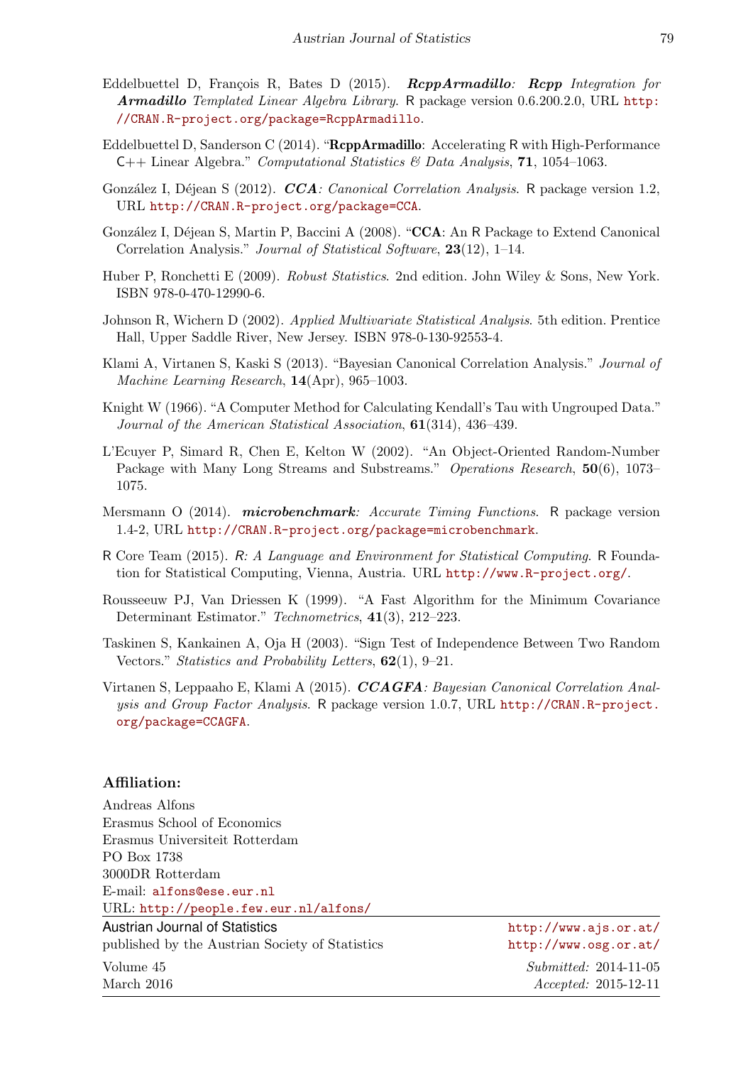Eddelbuettel D, François R, Bates D (2015). ***RcppArmadillo**: **Rcpp** Integration for **Armadillo** Templated Linear Algebra Library*. R package version 0.6.200.2.0, URL http://CRAN.R-project.org/package=RcppArmadillo.

Eddelbuettel D, Sanderson C (2014). "**RcppArmadillo**: Accelerating R with High-Performance C++ Linear Algebra." *Computational Statistics & Data Analysis*, **71**, 1054–1063.

González I, Déjean S (2012). ***CCA**: Canonical Correlation Analysis*. R package version 1.2, URL http://CRAN.R-project.org/package=CCA.

González I, Déjean S, Martin P, Baccini A (2008). "**CCA**: An R Package to Extend Canonical Correlation Analysis." *Journal of Statistical Software*, **23**(12), 1–14.

Huber P, Ronchetti E (2009). *Robust Statistics*. 2nd edition. John Wiley & Sons, New York. ISBN 978-0-470-12990-6.

Johnson R, Wichern D (2002). *Applied Multivariate Statistical Analysis*. 5th edition. Prentice Hall, Upper Saddle River, New Jersey. ISBN 978-0-130-92553-4.

Klami A, Virtanen S, Kaski S (2013). "Bayesian Canonical Correlation Analysis." *Journal of Machine Learning Research*, **14**(Apr), 965–1003.

Knight W (1966). "A Computer Method for Calculating Kendall's Tau with Ungrouped Data." *Journal of the American Statistical Association*, **61**(314), 436–439.

L'Ecuyer P, Simard R, Chen E, Kelton W (2002). "An Object-Oriented Random-Number Package with Many Long Streams and Substreams." *Operations Research*, **50**(6), 1073–1075.

Mersmann O (2014). ***microbenchmark**: Accurate Timing Functions*. R package version 1.4-2, URL http://CRAN.R-project.org/package=microbenchmark.

R Core Team (2015). *R: A Language and Environment for Statistical Computing*. R Foundation for Statistical Computing, Vienna, Austria. URL http://www.R-project.org/.

Rousseeuw PJ, Van Driessen K (1999). "A Fast Algorithm for the Minimum Covariance Determinant Estimator." *Technometrics*, **41**(3), 212–223.

Taskinen S, Kankainen A, Oja H (2003). "Sign Test of Independence Between Two Random Vectors." *Statistics and Probability Letters*, **62**(1), 9–21.

Virtanen S, Leppaaho E, Klami A (2015). ***CCAGFA**: Bayesian Canonical Correlation Analysis and Group Factor Analysis*. R package version 1.0.7, URL http://CRAN.R-project.org/package=CCAGFA.

### Affiliation:

Andreas Alfons
Erasmus School of Economics
Erasmus Universiteit Rotterdam
PO Box 1738
3000DR Rotterdam
E-mail: alfons@ese.eur.nl
URL: http://people.few.eur.nl/alfons/

Austrian Journal of Statistics — http://www.ajs.or.at/
published by the Austrian Society of Statistics — http://www.osg.or.at/
Volume 45 — *Submitted:* 2014-11-05
March 2016 — *Accepted:* 2015-12-11